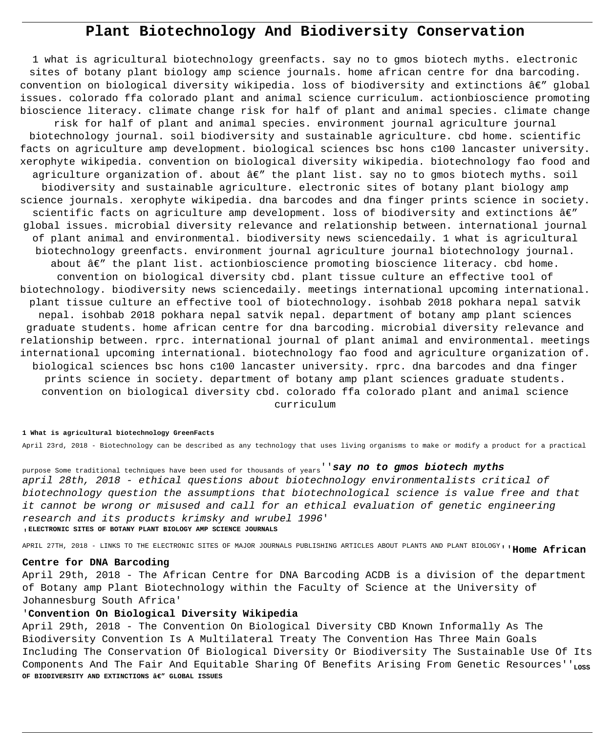# Plant Biotechnology And Biodiversity Conservation

1 what is agricultural biotechnology greenfacts. say no to gmos biotech myths. electronic sites of botany plant biology amp science journals. home african centre for dna barcoding. convention on biological diversity wikipedia. loss of biodiversity and extinctions â€" global issues. colorado ffa colorado plant and animal science curriculum. actionbioscience promoting bioscience literacy. climate change risk for half of plant and animal species. climate change risk for half of plant and animal species. environment journal agriculture journal biotechnology journal. soil biodiversity and sustainable agriculture. cbd home. scientific facts on agriculture amp development. biological sciences bsc hons c100 lancaster university. xerophyte wikipedia. convention on biological diversity wikipedia. biotechnology fao food and agriculture organization of. about â€" the plant list. say no to gmos biotech myths. soil biodiversity and sustainable agriculture. electronic sites of botany plant biology amp science journals. xerophyte wikipedia. dna barcodes and dna finger prints science in society. scientific facts on agriculture amp development. loss of biodiversity and extinctions â€" global issues. microbial diversity relevance and relationship between. international journal of plant animal and environmental. biodiversity news sciencedaily. 1 what is agricultural biotechnology greenfacts. environment journal agriculture journal biotechnology journal. about â€" the plant list. actionbioscience promoting bioscience literacy. cbd home. convention on biological diversity cbd. plant tissue culture an effective tool of biotechnology. biodiversity news sciencedaily. meetings international upcoming international. plant tissue culture an effective tool of biotechnology. isohbab 2018 pokhara nepal satvik nepal. isohbab 2018 pokhara nepal satvik nepal. department of botany amp plant sciences graduate students. home african centre for dna barcoding. microbial diversity relevance and relationship between. rprc. international journal of plant animal and environmental. meetings international upcoming international. biotechnology fao food and agriculture organization of. biological sciences bsc hons c100 lancaster university. rprc. dna barcodes and dna finger prints science in society. department of botany amp plant sciences graduate students. convention on biological diversity cbd. colorado ffa colorado plant and animal science curriculum

**1 What is agricultural biotechnology GreenFacts**

April 23rd, 2018 - Biotechnology can be described as any technology that uses living organisms to make or modify a product for a practical purpose Some traditional techniques have been used for thousands of years''***say no to gmos biotech myths***
*april 28th, 2018 - ethical questions about biotechnology environmentalists critical of biotechnology question the assumptions that biotechnological science is value free and that it cannot be wrong or misused and call for an ethical evaluation of genetic engineering research and its products krimsky and wrubel 1996'*
'**ELECTRONIC SITES OF BOTANY PLANT BIOLOGY AMP SCIENCE JOURNALS**

APRIL 27TH, 2018 - LINKS TO THE ELECTRONIC SITES OF MAJOR JOURNALS PUBLISHING ARTICLES ABOUT PLANTS AND PLANT BIOLOGY''**Home African Centre for DNA Barcoding**

April 29th, 2018 - The African Centre for DNA Barcoding ACDB is a division of the department of Botany amp Plant Biotechnology within the Faculty of Science at the University of Johannesburg South Africa'

'**Convention On Biological Diversity Wikipedia**

April 29th, 2018 - The Convention On Biological Diversity CBD Known Informally As The Biodiversity Convention Is A Multilateral Treaty The Convention Has Three Main Goals Including The Conservation Of Biological Diversity Or Biodiversity The Sustainable Use Of Its Components And The Fair And Equitable Sharing Of Benefits Arising From Genetic Resources''**LOSS OF BIODIVERSITY AND EXTINCTIONS â€" GLOBAL ISSUES**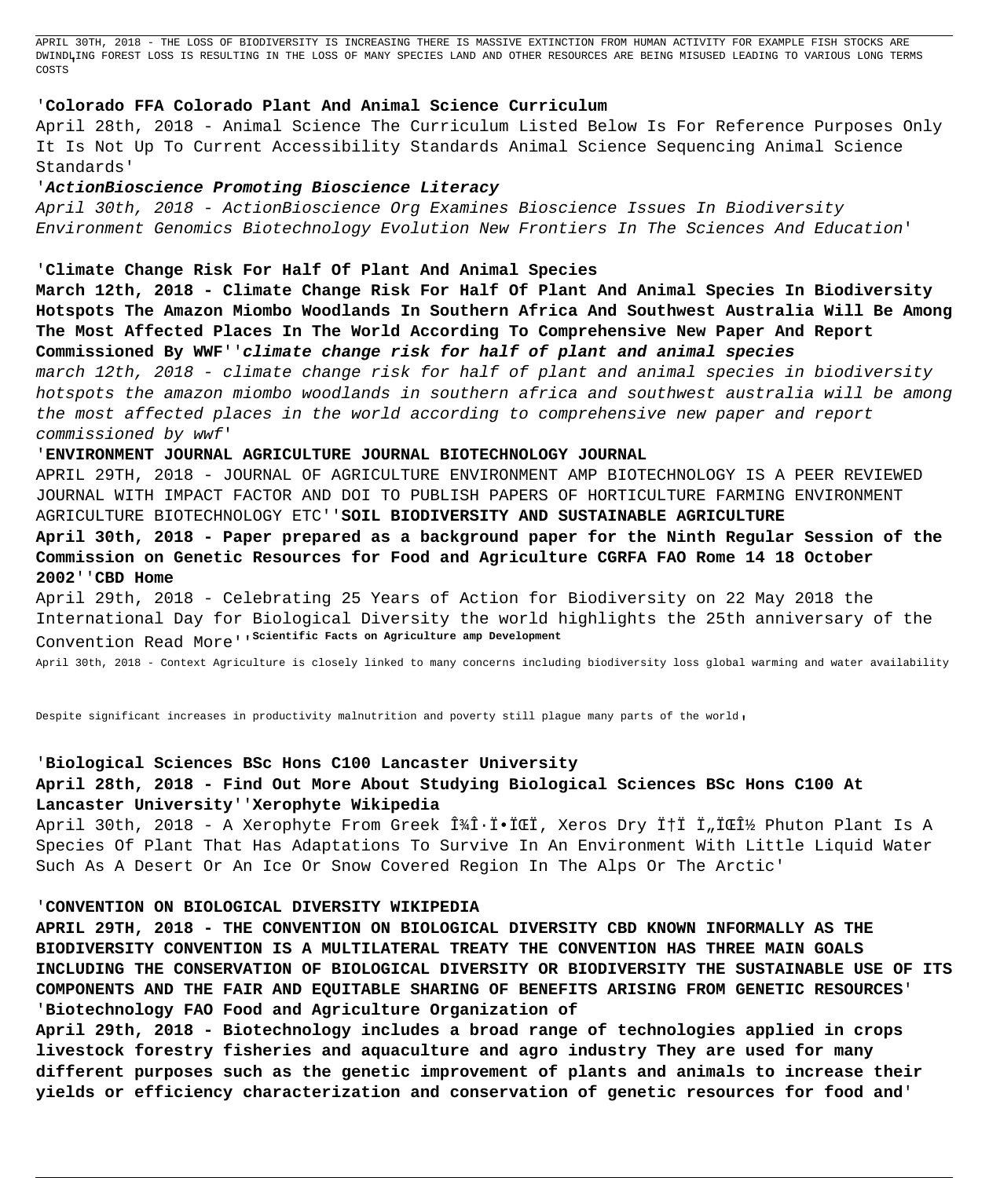APRIL 30TH, 2018 - THE LOSS OF BIODIVERSITY IS INCREASING THERE IS MASSIVE EXTINCTION FROM HUMAN ACTIVITY FOR EXAMPLE FISH STOCKS ARE DWINDLING FOREST LOSS IS RESULTING IN THE LOSS OF MANY SPECIES LAND AND OTHER RESOURCES ARE BEING MISUSED LEADING TO VARIOUS LONG TERMS COSTS

'**Colorado FFA Colorado Plant And Animal Science Curriculum**

April 28th, 2018 - Animal Science The Curriculum Listed Below Is For Reference Purposes Only It Is Not Up To Current Accessibility Standards Animal Science Sequencing Animal Science Standards'

'***ActionBioscience Promoting Bioscience Literacy***

*April 30th, 2018 - ActionBioscience Org Examines Bioscience Issues In Biodiversity Environment Genomics Biotechnology Evolution New Frontiers In The Sciences And Education*'

'**Climate Change Risk For Half Of Plant And Animal Species**

**March 12th, 2018 - Climate Change Risk For Half Of Plant And Animal Species In Biodiversity Hotspots The Amazon Miombo Woodlands In Southern Africa And Southwest Australia Will Be Among The Most Affected Places In The World According To Comprehensive New Paper And Report Commissioned By WWF**''***climate change risk for half of plant and animal species***

*march 12th, 2018 - climate change risk for half of plant and animal species in biodiversity hotspots the amazon miombo woodlands in southern africa and southwest australia will be among the most affected places in the world according to comprehensive new paper and report commissioned by wwf*'

'**ENVIRONMENT JOURNAL AGRICULTURE JOURNAL BIOTECHNOLOGY JOURNAL**

APRIL 29TH, 2018 - JOURNAL OF AGRICULTURE ENVIRONMENT AMP BIOTECHNOLOGY IS A PEER REVIEWED JOURNAL WITH IMPACT FACTOR AND DOI TO PUBLISH PAPERS OF HORTICULTURE FARMING ENVIRONMENT AGRICULTURE BIOTECHNOLOGY ETC''**SOIL BIODIVERSITY AND SUSTAINABLE AGRICULTURE**

**April 30th, 2018 - Paper prepared as a background paper for the Ninth Regular Session of the Commission on Genetic Resources for Food and Agriculture CGRFA FAO Rome 14 18 October 2002**''**CBD Home**

April 29th, 2018 - Celebrating 25 Years of Action for Biodiversity on 22 May 2018 the International Day for Biological Diversity the world highlights the 25th anniversary of the Convention Read More''**Scientific Facts on Agriculture amp Development**

April 30th, 2018 - Context Agriculture is closely linked to many concerns including biodiversity loss global warming and water availability

Despite significant increases in productivity malnutrition and poverty still plague many parts of the world,

'**Biological Sciences BSc Hons C100 Lancaster University**

**April 28th, 2018 - Find Out More About Studying Biological Sciences BSc Hons C100 At Lancaster University**''**Xerophyte Wikipedia**

April 30th, 2018 - A Xerophyte From Greek Î¾Î·Ï•ÏŒÏ, Xeros Dry Ï†Ï Ï„ÏŒÎ½ Phuton Plant Is A Species Of Plant That Has Adaptations To Survive In An Environment With Little Liquid Water Such As A Desert Or An Ice Or Snow Covered Region In The Alps Or The Arctic'

'**CONVENTION ON BIOLOGICAL DIVERSITY WIKIPEDIA**

**APRIL 29TH, 2018 - THE CONVENTION ON BIOLOGICAL DIVERSITY CBD KNOWN INFORMALLY AS THE BIODIVERSITY CONVENTION IS A MULTILATERAL TREATY THE CONVENTION HAS THREE MAIN GOALS INCLUDING THE CONSERVATION OF BIOLOGICAL DIVERSITY OR BIODIVERSITY THE SUSTAINABLE USE OF ITS COMPONENTS AND THE FAIR AND EQUITABLE SHARING OF BENEFITS ARISING FROM GENETIC RESOURCES**'
'**Biotechnology FAO Food and Agriculture Organization of**

**April 29th, 2018 - Biotechnology includes a broad range of technologies applied in crops livestock forestry fisheries and aquaculture and agro industry They are used for many different purposes such as the genetic improvement of plants and animals to increase their yields or efficiency characterization and conservation of genetic resources for food and**'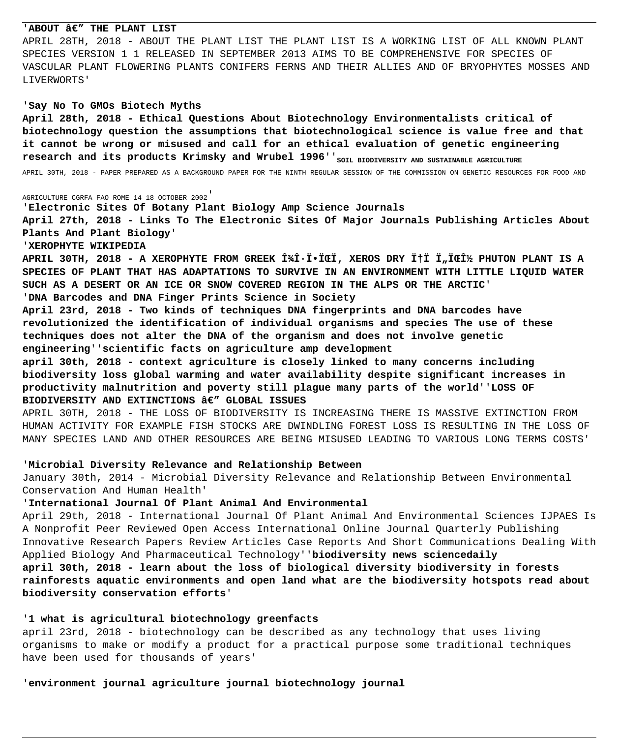'**ABOUT â€" THE PLANT LIST**

APRIL 28TH, 2018 - ABOUT THE PLANT LIST THE PLANT LIST IS A WORKING LIST OF ALL KNOWN PLANT SPECIES VERSION 1 1 RELEASED IN SEPTEMBER 2013 AIMS TO BE COMPREHENSIVE FOR SPECIES OF VASCULAR PLANT FLOWERING PLANTS CONIFERS FERNS AND THEIR ALLIES AND OF BRYOPHYTES MOSSES AND LIVERWORTS'

'**Say No To GMOs Biotech Myths**

**April 28th, 2018 - Ethical Questions About Biotechnology Environmentalists critical of biotechnology question the assumptions that biotechnological science is value free and that it cannot be wrong or misused and call for an ethical evaluation of genetic engineering research and its products Krimsky and Wrubel 1996**''SOIL BIODIVERSITY AND SUSTAINABLE AGRICULTURE

APRIL 30TH, 2018 - PAPER PREPARED AS A BACKGROUND PAPER FOR THE NINTH REGULAR SESSION OF THE COMMISSION ON GENETIC RESOURCES FOR FOOD AND AGRICULTURE CGRFA FAO ROME 14 18 OCTOBER 2002'

'**Electronic Sites Of Botany Plant Biology Amp Science Journals**

**April 27th, 2018 - Links To The Electronic Sites Of Major Journals Publishing Articles About Plants And Plant Biology**'

'**XEROPHYTE WIKIPEDIA**

**APRIL 30TH, 2018 - A XEROPHYTE FROM GREEK Î¾Î·ÏÏŒÏ, XEROS DRY Ï†Ï Ï„ÏŒÎ½ PHUTON PLANT IS A SPECIES OF PLANT THAT HAS ADAPTATIONS TO SURVIVE IN AN ENVIRONMENT WITH LITTLE LIQUID WATER SUCH AS A DESERT OR AN ICE OR SNOW COVERED REGION IN THE ALPS OR THE ARCTIC**'

'**DNA Barcodes and DNA Finger Prints Science in Society**

**April 23rd, 2018 - Two kinds of techniques DNA fingerprints and DNA barcodes have revolutionized the identification of individual organisms and species The use of these techniques does not alter the DNA of the organism and does not involve genetic engineering**''**scientific facts on agriculture amp development**

**april 30th, 2018 - context agriculture is closely linked to many concerns including biodiversity loss global warming and water availability despite significant increases in productivity malnutrition and poverty still plague many parts of the world**''**LOSS OF BIODIVERSITY AND EXTINCTIONS â€" GLOBAL ISSUES**

APRIL 30TH, 2018 - THE LOSS OF BIODIVERSITY IS INCREASING THERE IS MASSIVE EXTINCTION FROM HUMAN ACTIVITY FOR EXAMPLE FISH STOCKS ARE DWINDLING FOREST LOSS IS RESULTING IN THE LOSS OF MANY SPECIES LAND AND OTHER RESOURCES ARE BEING MISUSED LEADING TO VARIOUS LONG TERMS COSTS'

'**Microbial Diversity Relevance and Relationship Between**

January 30th, 2014 - Microbial Diversity Relevance and Relationship Between Environmental Conservation And Human Health'

'**International Journal Of Plant Animal And Environmental**

April 29th, 2018 - International Journal Of Plant Animal And Environmental Sciences IJPAES Is A Nonprofit Peer Reviewed Open Access International Online Journal Quarterly Publishing Innovative Research Papers Review Articles Case Reports And Short Communications Dealing With Applied Biology And Pharmaceutical Technology''**biodiversity news sciencedaily**

**april 30th, 2018 - learn about the loss of biological diversity biodiversity in forests rainforests aquatic environments and open land what are the biodiversity hotspots read about biodiversity conservation efforts**'

'**1 what is agricultural biotechnology greenfacts**

april 23rd, 2018 - biotechnology can be described as any technology that uses living organisms to make or modify a product for a practical purpose some traditional techniques have been used for thousands of years'

'**environment journal agriculture journal biotechnology journal**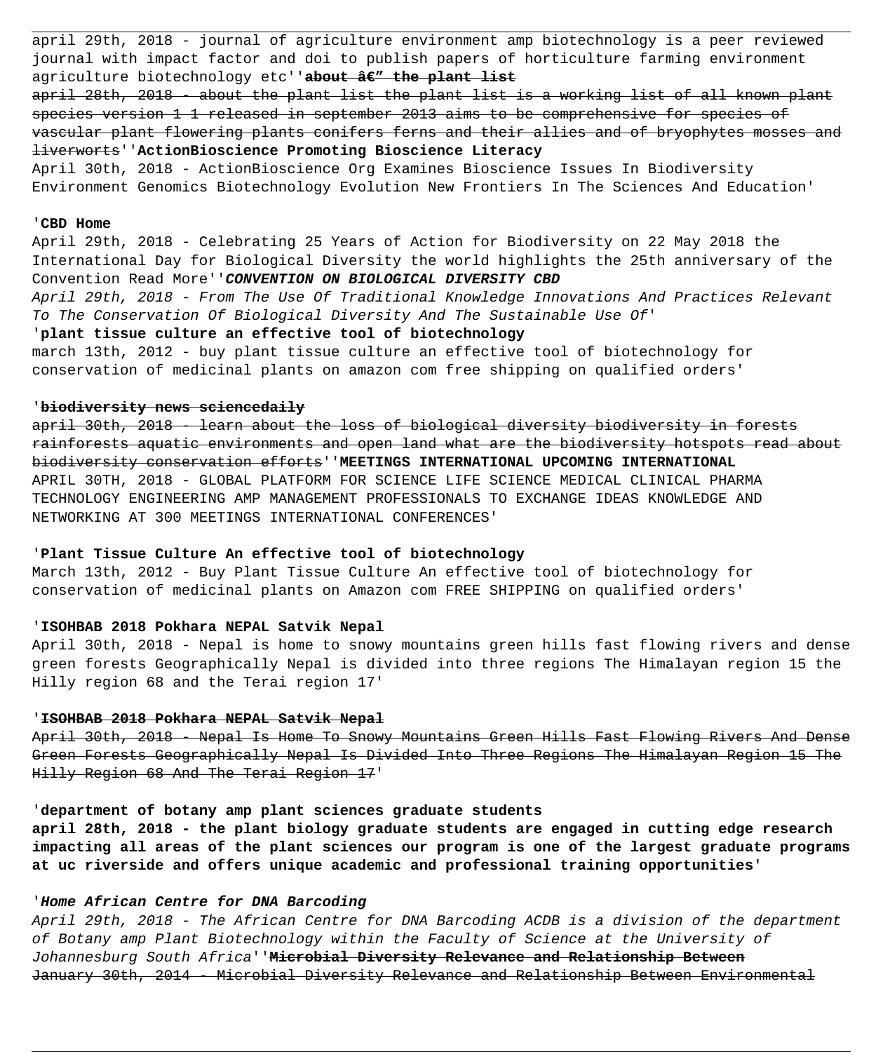april 29th, 2018 - journal of agriculture environment amp biotechnology is a peer reviewed journal with impact factor and doi to publish papers of horticulture farming environment agriculture biotechnology etc''~~**about â€" the plant list**~~

~~april 28th, 2018 - about the plant list the plant list is a working list of all known plant species version 1 1 released in september 2013 aims to be comprehensive for species of vascular plant flowering plants conifers ferns and their allies and of bryophytes mosses and liverworts~~''**ActionBioscience Promoting Bioscience Literacy**

April 30th, 2018 - ActionBioscience Org Examines Bioscience Issues In Biodiversity Environment Genomics Biotechnology Evolution New Frontiers In The Sciences And Education'

'**CBD Home**

April 29th, 2018 - Celebrating 25 Years of Action for Biodiversity on 22 May 2018 the International Day for Biological Diversity the world highlights the 25th anniversary of the Convention Read More''***CONVENTION ON BIOLOGICAL DIVERSITY CBD***

*April 29th, 2018 - From The Use Of Traditional Knowledge Innovations And Practices Relevant To The Conservation Of Biological Diversity And The Sustainable Use Of*'

'**plant tissue culture an effective tool of biotechnology**

march 13th, 2012 - buy plant tissue culture an effective tool of biotechnology for conservation of medicinal plants on amazon com free shipping on qualified orders'

'~~**biodiversity news sciencedaily**~~

~~april 30th, 2018 - learn about the loss of biological diversity biodiversity in forests rainforests aquatic environments and open land what are the biodiversity hotspots read about biodiversity conservation efforts~~''**MEETINGS INTERNATIONAL UPCOMING INTERNATIONAL**

APRIL 30TH, 2018 - GLOBAL PLATFORM FOR SCIENCE LIFE SCIENCE MEDICAL CLINICAL PHARMA TECHNOLOGY ENGINEERING AMP MANAGEMENT PROFESSIONALS TO EXCHANGE IDEAS KNOWLEDGE AND NETWORKING AT 300 MEETINGS INTERNATIONAL CONFERENCES'

'**Plant Tissue Culture An effective tool of biotechnology**

March 13th, 2012 - Buy Plant Tissue Culture An effective tool of biotechnology for conservation of medicinal plants on Amazon com FREE SHIPPING on qualified orders'

'**ISOHBAB 2018 Pokhara NEPAL Satvik Nepal**

April 30th, 2018 - Nepal is home to snowy mountains green hills fast flowing rivers and dense green forests Geographically Nepal is divided into three regions The Himalayan region 15 the Hilly region 68 and the Terai region 17'

'~~**ISOHBAB 2018 Pokhara NEPAL Satvik Nepal**~~

~~April 30th, 2018 - Nepal Is Home To Snowy Mountains Green Hills Fast Flowing Rivers And Dense Green Forests Geographically Nepal Is Divided Into Three Regions The Himalayan Region 15 The Hilly Region 68 And The Terai Region 17~~'

'**department of botany amp plant sciences graduate students**

**april 28th, 2018 - the plant biology graduate students are engaged in cutting edge research impacting all areas of the plant sciences our program is one of the largest graduate programs at uc riverside and offers unique academic and professional training opportunities**'

'***Home African Centre for DNA Barcoding***

*April 29th, 2018 - The African Centre for DNA Barcoding ACDB is a division of the department of Botany amp Plant Biotechnology within the Faculty of Science at the University of Johannesburg South Africa*''~~**Microbial Diversity Relevance and Relationship Between**~~

~~January 30th, 2014 - Microbial Diversity Relevance and Relationship Between Environmental~~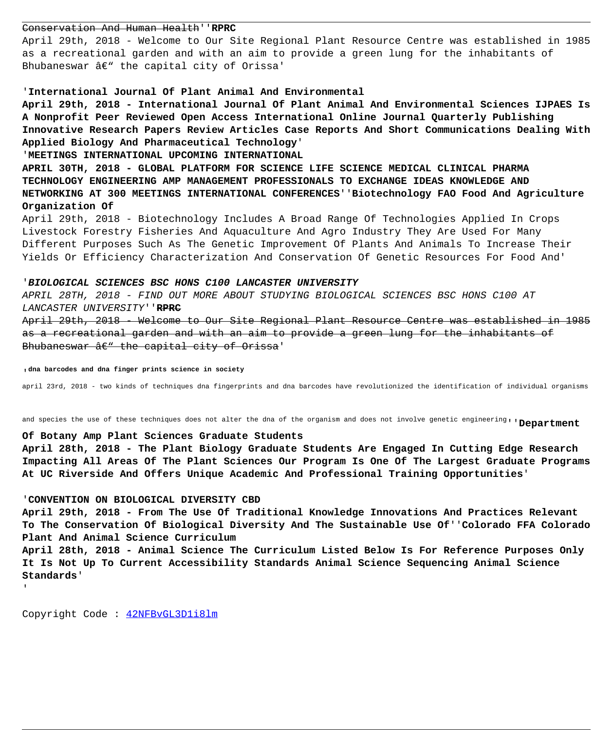~~Conservation And Human Health~~''**RPRC**

April 29th, 2018 - Welcome to Our Site Regional Plant Resource Centre was established in 1985 as a recreational garden and with an aim to provide a green lung for the inhabitants of Bhubaneswar â€" the capital city of Orissa'

'**International Journal Of Plant Animal And Environmental**

**April 29th, 2018 - International Journal Of Plant Animal And Environmental Sciences IJPAES Is A Nonprofit Peer Reviewed Open Access International Online Journal Quarterly Publishing Innovative Research Papers Review Articles Case Reports And Short Communications Dealing With Applied Biology And Pharmaceutical Technology**'

'**MEETINGS INTERNATIONAL UPCOMING INTERNATIONAL**

**APRIL 30TH, 2018 - GLOBAL PLATFORM FOR SCIENCE LIFE SCIENCE MEDICAL CLINICAL PHARMA TECHNOLOGY ENGINEERING AMP MANAGEMENT PROFESSIONALS TO EXCHANGE IDEAS KNOWLEDGE AND NETWORKING AT 300 MEETINGS INTERNATIONAL CONFERENCES**''**Biotechnology FAO Food And Agriculture Organization Of**

April 29th, 2018 - Biotechnology Includes A Broad Range Of Technologies Applied In Crops Livestock Forestry Fisheries And Aquaculture And Agro Industry They Are Used For Many Different Purposes Such As The Genetic Improvement Of Plants And Animals To Increase Their Yields Or Efficiency Characterization And Conservation Of Genetic Resources For Food And'

'***BIOLOGICAL SCIENCES BSC HONS C100 LANCASTER UNIVERSITY***

*APRIL 28TH, 2018 - FIND OUT MORE ABOUT STUDYING BIOLOGICAL SCIENCES BSC HONS C100 AT LANCASTER UNIVERSITY*''~~**RPRC**~~

~~April 29th, 2018 - Welcome to Our Site Regional Plant Resource Centre was established in 1985 as a recreational garden and with an aim to provide a green lung for the inhabitants of Bhubaneswar â€" the capital city of Orissa~~'

'**dna barcodes and dna finger prints science in society**

april 23rd, 2018 - two kinds of techniques dna fingerprints and dna barcodes have revolutionized the identification of individual organisms and species the use of these techniques does not alter the dna of the organism and does not involve genetic engineering''**Department Of Botany Amp Plant Sciences Graduate Students**

**April 28th, 2018 - The Plant Biology Graduate Students Are Engaged In Cutting Edge Research Impacting All Areas Of The Plant Sciences Our Program Is One Of The Largest Graduate Programs At UC Riverside And Offers Unique Academic And Professional Training Opportunities**'

'**CONVENTION ON BIOLOGICAL DIVERSITY CBD**

**April 29th, 2018 - From The Use Of Traditional Knowledge Innovations And Practices Relevant To The Conservation Of Biological Diversity And The Sustainable Use Of**''**Colorado FFA Colorado Plant And Animal Science Curriculum**

**April 28th, 2018 - Animal Science The Curriculum Listed Below Is For Reference Purposes Only It Is Not Up To Current Accessibility Standards Animal Science Sequencing Animal Science Standards**'

'

Copyright Code : 42NFBvGL3D1i8lm